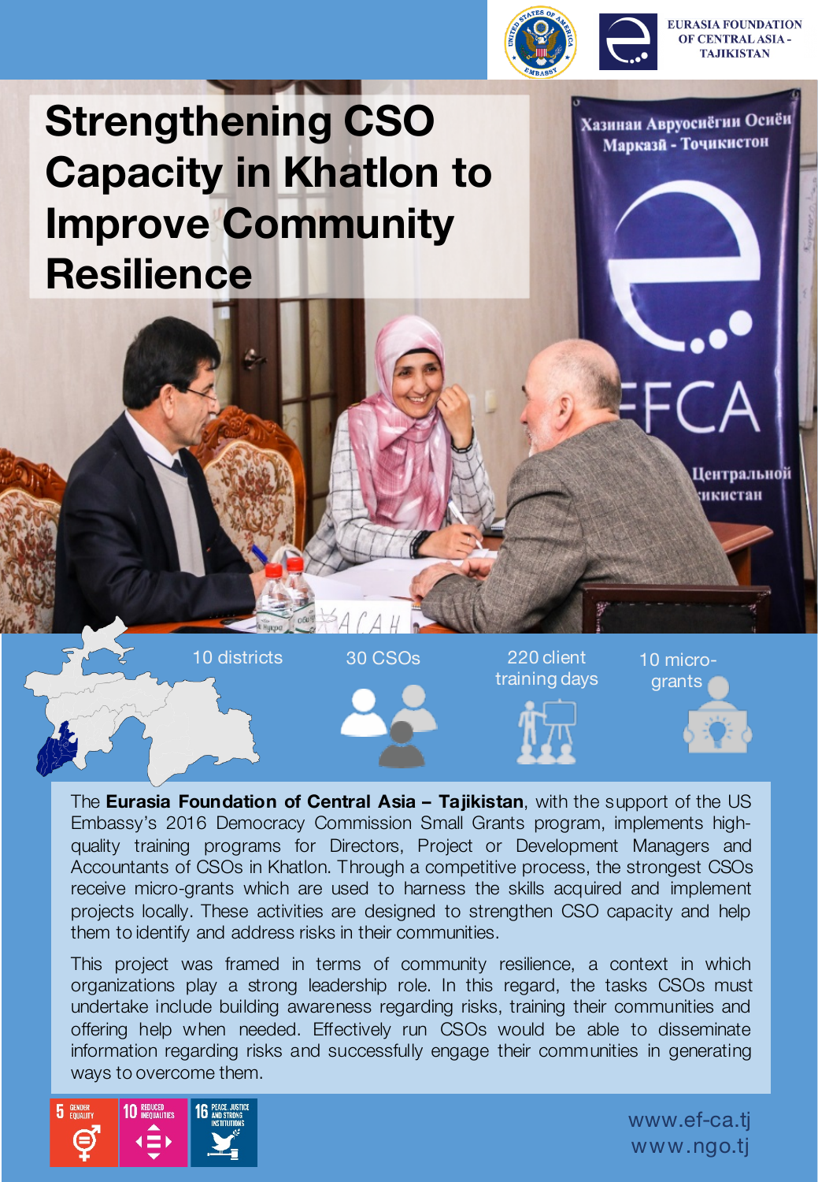EURASIA FOUNDATION OF CENTRAL ASIA - TAJIKISTAN

# Strengthening CSO Capacity in Khatlon to Improve Community Resilience

10 districts

30 CSOs

220 client training days

10 micro-grants

The **Eurasia Foundation of Central Asia – Tajikistan**, with the support of the US Embassy's 2016 Democracy Commission Small Grants program, implements high-quality training programs for Directors, Project or Development Managers and Accountants of CSOs in Khatlon. Through a competitive process, the strongest CSOs receive micro-grants which are used to harness the skills acquired and implement projects locally. These activities are designed to strengthen CSO capacity and help them to identify and address risks in their communities.

This project was framed in terms of community resilience, a context in which organizations play a strong leadership role. In this regard, the tasks CSOs must undertake include building awareness regarding risks, training their communities and offering help when needed. Effectively run CSOs would be able to disseminate information regarding risks and successfully engage their communities in generating ways to overcome them.

5 GENDER EQUALITY

10 REDUCED INEQUALITIES

16 PEACE, JUSTICE AND STRONG INSTITUTIONS

www.ef-ca.tj
www.ngo.tj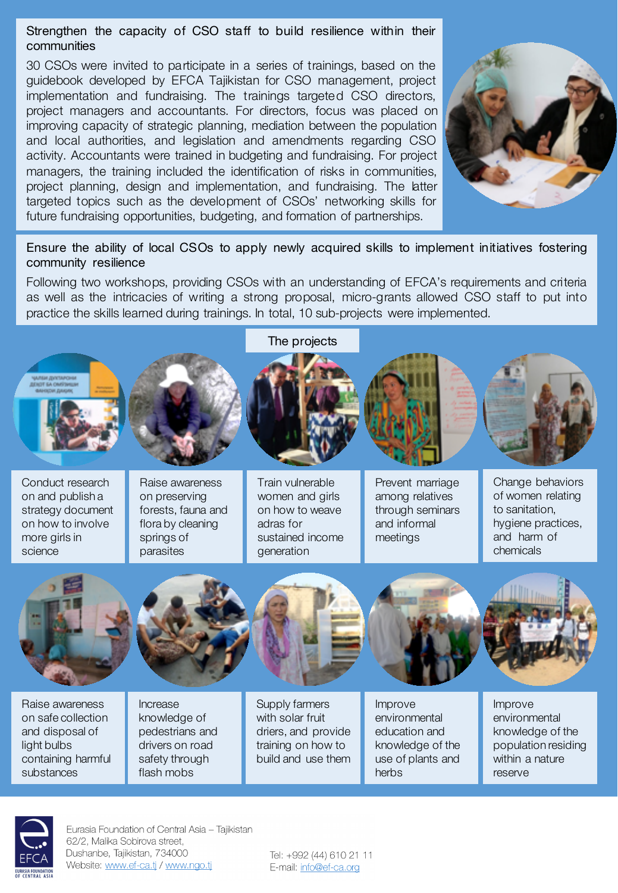## Strengthen the capacity of CSO staff to build resilience within their communities

30 CSOs were invited to participate in a series of trainings, based on the guidebook developed by EFCA Tajikistan for CSO management, project implementation and fundraising. The trainings targeted CSO directors, project managers and accountants. For directors, focus was placed on improving capacity of strategic planning, mediation between the population and local authorities, and legislation and amendments regarding CSO activity. Accountants were trained in budgeting and fundraising. For project managers, the training included the identification of risks in communities, project planning, design and implementation, and fundraising. The latter targeted topics such as the development of CSOs' networking skills for future fundraising opportunities, budgeting, and formation of partnerships.

## Ensure the ability of local CSOs to apply newly acquired skills to implement initiatives fostering community resilience

Following two workshops, providing CSOs with an understanding of EFCA's requirements and criteria as well as the intricacies of writing a strong proposal, micro-grants allowed CSO staff to put into practice the skills learned during trainings. In total, 10 sub-projects were implemented.

## The projects

- Conduct research on and publish a strategy document on how to involve more girls in science
- Raise awareness on preserving forests, fauna and flora by cleaning springs of parasites
- Train vulnerable women and girls on how to weave adras for sustained income generation
- Prevent marriage among relatives through seminars and informal meetings
- Change behaviors of women relating to sanitation, hygiene practices, and harm of chemicals
- Raise awareness on safe collection and disposal of light bulbs containing harmful substances
- Increase knowledge of pedestrians and drivers on road safety through flash mobs
- Supply farmers with solar fruit driers, and provide training on how to build and use them
- Improve environmental education and knowledge of the use of plants and herbs
- Improve environmental knowledge of the population residing within a nature reserve

EFCA
EURASIA FOUNDATION OF CENTRAL ASIA

Eurasia Foundation of Central Asia – Tajikistan
62/2, Malika Sobirova street,
Dushanbe, Tajikistan, 734000
Website: www.ef-ca.tj / www.ngo.tj

Tel: +992 (44) 610 21 11
E-mail: info@ef-ca.org